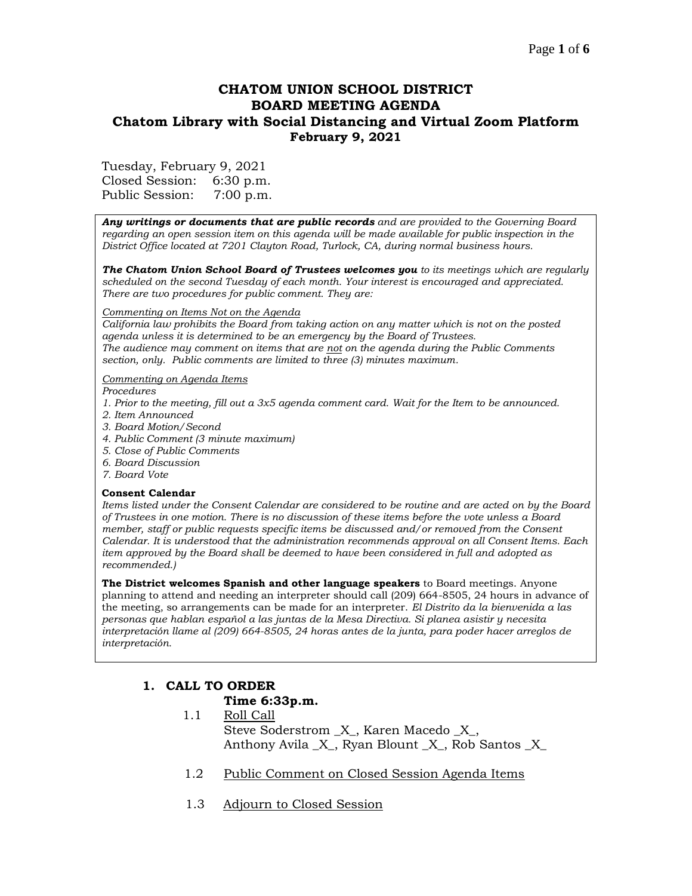# CHATOM UNION SCHOOL DISTRICT
# BOARD MEETING AGENDA
## Chatom Library with Social Distancing and Virtual Zoom Platform
## February 9, 2021

Tuesday, February 9, 2021
Closed Session: 6:30 p.m.
Public Session: 7:00 p.m.

***Any writings or documents that are public records*** *and are provided to the Governing Board regarding an open session item on this agenda will be made available for public inspection in the District Office located at 7201 Clayton Road, Turlock, CA, during normal business hours.*

***The Chatom Union School Board of Trustees welcomes you*** *to its meetings which are regularly scheduled on the second Tuesday of each month. Your interest is encouraged and appreciated. There are two procedures for public comment. They are:*

*Commenting on Items Not on the Agenda*
*California law prohibits the Board from taking action on any matter which is not on the posted agenda unless it is determined to be an emergency by the Board of Trustees.*
*The audience may comment on items that are not on the agenda during the Public Comments section, only. Public comments are limited to three (3) minutes maximum.*

*Commenting on Agenda Items*
*Procedures*
*1. Prior to the meeting, fill out a 3x5 agenda comment card. Wait for the Item to be announced.*
*2. Item Announced*
*3. Board Motion/Second*
*4. Public Comment (3 minute maximum)*
*5. Close of Public Comments*
*6. Board Discussion*
*7. Board Vote*

**Consent Calendar**
*Items listed under the Consent Calendar are considered to be routine and are acted on by the Board of Trustees in one motion. There is no discussion of these items before the vote unless a Board member, staff or public requests specific items be discussed and/or removed from the Consent Calendar. It is understood that the administration recommends approval on all Consent Items. Each item approved by the Board shall be deemed to have been considered in full and adopted as recommended.)*

**The District welcomes Spanish and other language speakers** to Board meetings. Anyone planning to attend and needing an interpreter should call (209) 664-8505, 24 hours in advance of the meeting, so arrangements can be made for an interpreter. *El Distrito da la bienvenida a las personas que hablan español a las juntas de la Mesa Directiva. Si planea asistir y necesita interpretación llame al (209) 664-8505, 24 horas antes de la junta, para poder hacer arreglos de interpretación.*

### 1. CALL TO ORDER

**Time 6:33p.m.**

1.1 Roll Call
Steve Soderstrom _X_, Karen Macedo _X_,
Anthony Avila _X_, Ryan Blount _X_, Rob Santos _X_

1.2 Public Comment on Closed Session Agenda Items

1.3 Adjourn to Closed Session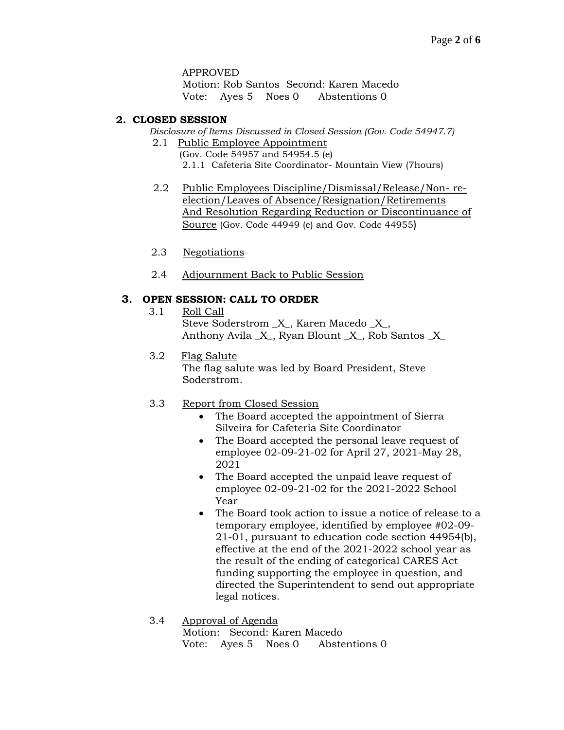APPROVED
Motion: Rob Santos  Second: Karen Macedo
Vote:  Ayes 5  Noes 0  Abstentions 0

## 2. CLOSED SESSION

*Disclosure of Items Discussed in Closed Session (Gov. Code 54947.7)*

2.1 Public Employee Appointment
(Gov. Code 54957 and 54954.5 (e)
2.1.1 Cafeteria Site Coordinator- Mountain View (7hours)

2.2 Public Employees Discipline/Dismissal/Release/Non- re-election/Leaves of Absence/Resignation/Retirements And Resolution Regarding Reduction or Discontinuance of Source (Gov. Code 44949 (e) and Gov. Code 44955)

2.3 Negotiations

2.4 Adjournment Back to Public Session

## 3. OPEN SESSION: CALL TO ORDER

3.1 Roll Call
Steve Soderstrom _X_, Karen Macedo _X_,
Anthony Avila _X_, Ryan Blount _X_, Rob Santos _X_

3.2 Flag Salute
The flag salute was led by Board President, Steve Soderstrom.

3.3 Report from Closed Session

- The Board accepted the appointment of Sierra Silveira for Cafeteria Site Coordinator
- The Board accepted the personal leave request of employee 02-09-21-02 for April 27, 2021-May 28, 2021
- The Board accepted the unpaid leave request of employee 02-09-21-02 for the 2021-2022 School Year
- The Board took action to issue a notice of release to a temporary employee, identified by employee #02-09-21-01, pursuant to education code section 44954(b), effective at the end of the 2021-2022 school year as the result of the ending of categorical CARES Act funding supporting the employee in question, and directed the Superintendent to send out appropriate legal notices.

3.4 Approval of Agenda
Motion:  Second: Karen Macedo
Vote:  Ayes 5  Noes 0  Abstentions 0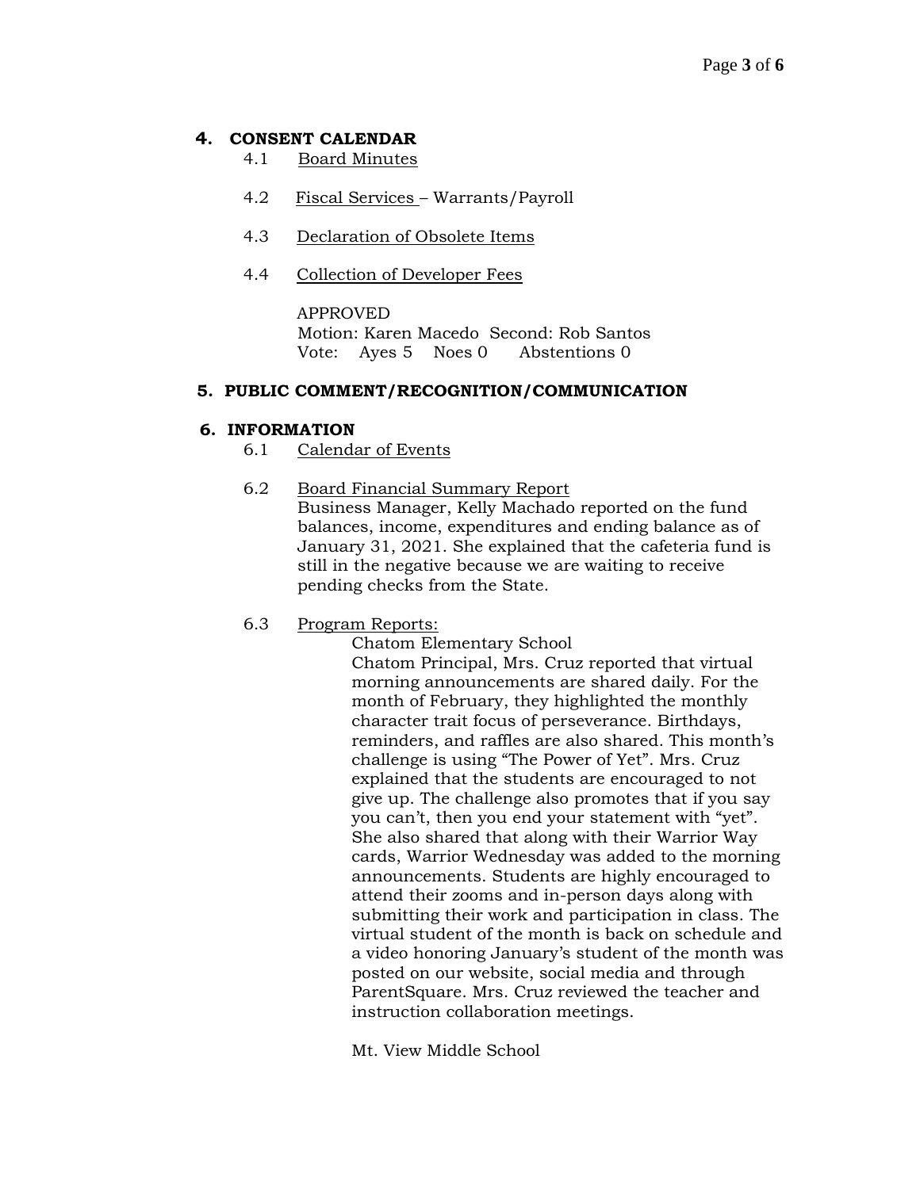## 4. CONSENT CALENDAR

4.1 Board Minutes

4.2 Fiscal Services – Warrants/Payroll

4.3 Declaration of Obsolete Items

4.4 Collection of Developer Fees

APPROVED
Motion: Karen Macedo Second: Rob Santos
Vote: Ayes 5 Noes 0 Abstentions 0

## 5. PUBLIC COMMENT/RECOGNITION/COMMUNICATION

## 6. INFORMATION

6.1 Calendar of Events

6.2 Board Financial Summary Report
Business Manager, Kelly Machado reported on the fund balances, income, expenditures and ending balance as of January 31, 2021. She explained that the cafeteria fund is still in the negative because we are waiting to receive pending checks from the State.

6.3 Program Reports:

Chatom Elementary School
Chatom Principal, Mrs. Cruz reported that virtual morning announcements are shared daily. For the month of February, they highlighted the monthly character trait focus of perseverance. Birthdays, reminders, and raffles are also shared. This month's challenge is using "The Power of Yet". Mrs. Cruz explained that the students are encouraged to not give up. The challenge also promotes that if you say you can't, then you end your statement with "yet". She also shared that along with their Warrior Way cards, Warrior Wednesday was added to the morning announcements. Students are highly encouraged to attend their zooms and in-person days along with submitting their work and participation in class. The virtual student of the month is back on schedule and a video honoring January's student of the month was posted on our website, social media and through ParentSquare. Mrs. Cruz reviewed the teacher and instruction collaboration meetings.

Mt. View Middle School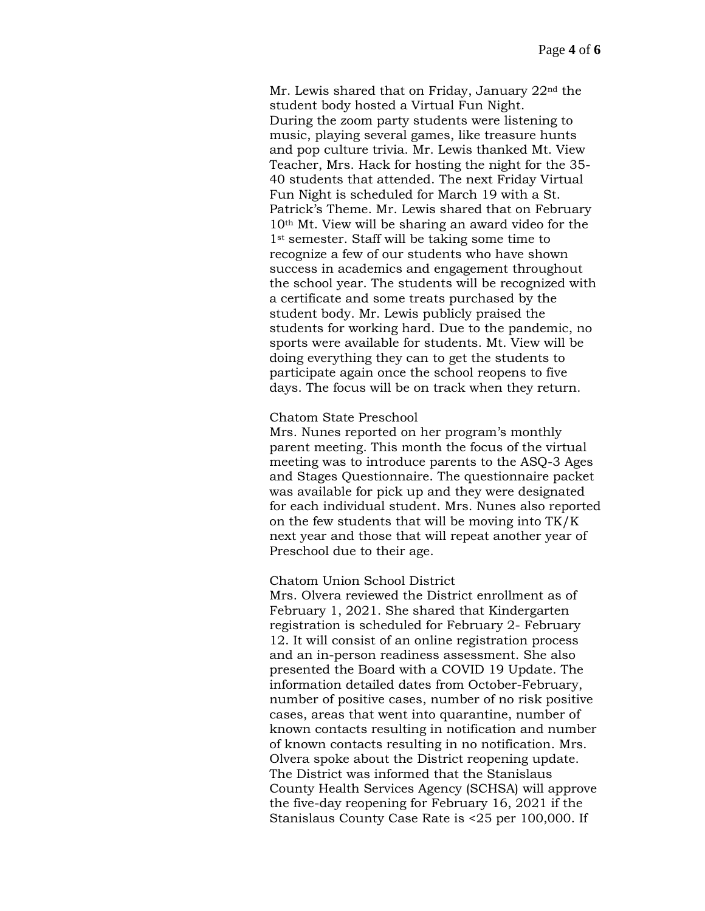Mr. Lewis shared that on Friday, January 22nd the student body hosted a Virtual Fun Night. During the zoom party students were listening to music, playing several games, like treasure hunts and pop culture trivia. Mr. Lewis thanked Mt. View Teacher, Mrs. Hack for hosting the night for the 35-40 students that attended. The next Friday Virtual Fun Night is scheduled for March 19 with a St. Patrick's Theme. Mr. Lewis shared that on February 10th Mt. View will be sharing an award video for the 1st semester. Staff will be taking some time to recognize a few of our students who have shown success in academics and engagement throughout the school year. The students will be recognized with a certificate and some treats purchased by the student body. Mr. Lewis publicly praised the students for working hard. Due to the pandemic, no sports were available for students. Mt. View will be doing everything they can to get the students to participate again once the school reopens to five days. The focus will be on track when they return.

Chatom State Preschool

Mrs. Nunes reported on her program's monthly parent meeting. This month the focus of the virtual meeting was to introduce parents to the ASQ-3 Ages and Stages Questionnaire. The questionnaire packet was available for pick up and they were designated for each individual student. Mrs. Nunes also reported on the few students that will be moving into TK/K next year and those that will repeat another year of Preschool due to their age.

Chatom Union School District

Mrs. Olvera reviewed the District enrollment as of February 1, 2021. She shared that Kindergarten registration is scheduled for February 2- February 12. It will consist of an online registration process and an in-person readiness assessment. She also presented the Board with a COVID 19 Update. The information detailed dates from October-February, number of positive cases, number of no risk positive cases, areas that went into quarantine, number of known contacts resulting in notification and number of known contacts resulting in no notification. Mrs. Olvera spoke about the District reopening update. The District was informed that the Stanislaus County Health Services Agency (SCHSA) will approve the five-day reopening for February 16, 2021 if the Stanislaus County Case Rate is <25 per 100,000. If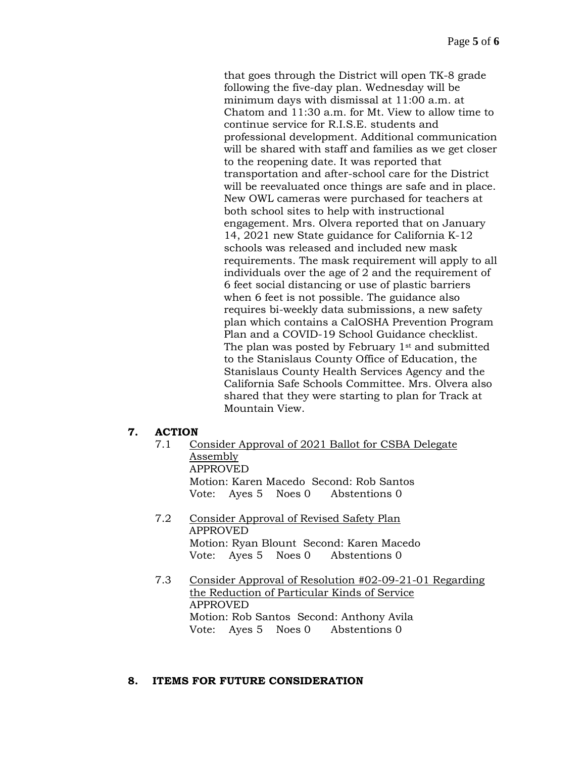that goes through the District will open TK-8 grade following the five-day plan. Wednesday will be minimum days with dismissal at 11:00 a.m. at Chatom and 11:30 a.m. for Mt. View to allow time to continue service for R.I.S.E. students and professional development. Additional communication will be shared with staff and families as we get closer to the reopening date. It was reported that transportation and after-school care for the District will be reevaluated once things are safe and in place. New OWL cameras were purchased for teachers at both school sites to help with instructional engagement. Mrs. Olvera reported that on January 14, 2021 new State guidance for California K-12 schools was released and included new mask requirements. The mask requirement will apply to all individuals over the age of 2 and the requirement of 6 feet social distancing or use of plastic barriers when 6 feet is not possible. The guidance also requires bi-weekly data submissions, a new safety plan which contains a CalOSHA Prevention Program Plan and a COVID-19 School Guidance checklist. The plan was posted by February 1st and submitted to the Stanislaus County Office of Education, the Stanislaus County Health Services Agency and the California Safe Schools Committee. Mrs. Olvera also shared that they were starting to plan for Track at Mountain View.

## 7. ACTION

7.1 Consider Approval of 2021 Ballot for CSBA Delegate Assembly
APPROVED
Motion: Karen Macedo Second: Rob Santos
Vote: Ayes 5 Noes 0 Abstentions 0

7.2 Consider Approval of Revised Safety Plan
APPROVED
Motion: Ryan Blount Second: Karen Macedo
Vote: Ayes 5 Noes 0 Abstentions 0

7.3 Consider Approval of Resolution #02-09-21-01 Regarding the Reduction of Particular Kinds of Service
APPROVED
Motion: Rob Santos Second: Anthony Avila
Vote: Ayes 5 Noes 0 Abstentions 0

## 8. ITEMS FOR FUTURE CONSIDERATION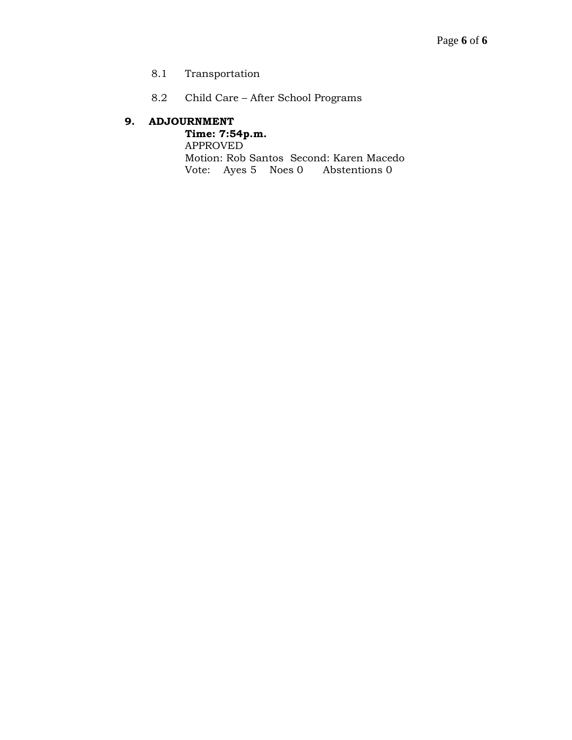8.1 Transportation

8.2 Child Care – After School Programs

## 9. ADJOURNMENT

**Time: 7:54p.m.**
APPROVED
Motion: Rob Santos Second: Karen Macedo
Vote: Ayes 5 Noes 0 Abstentions 0